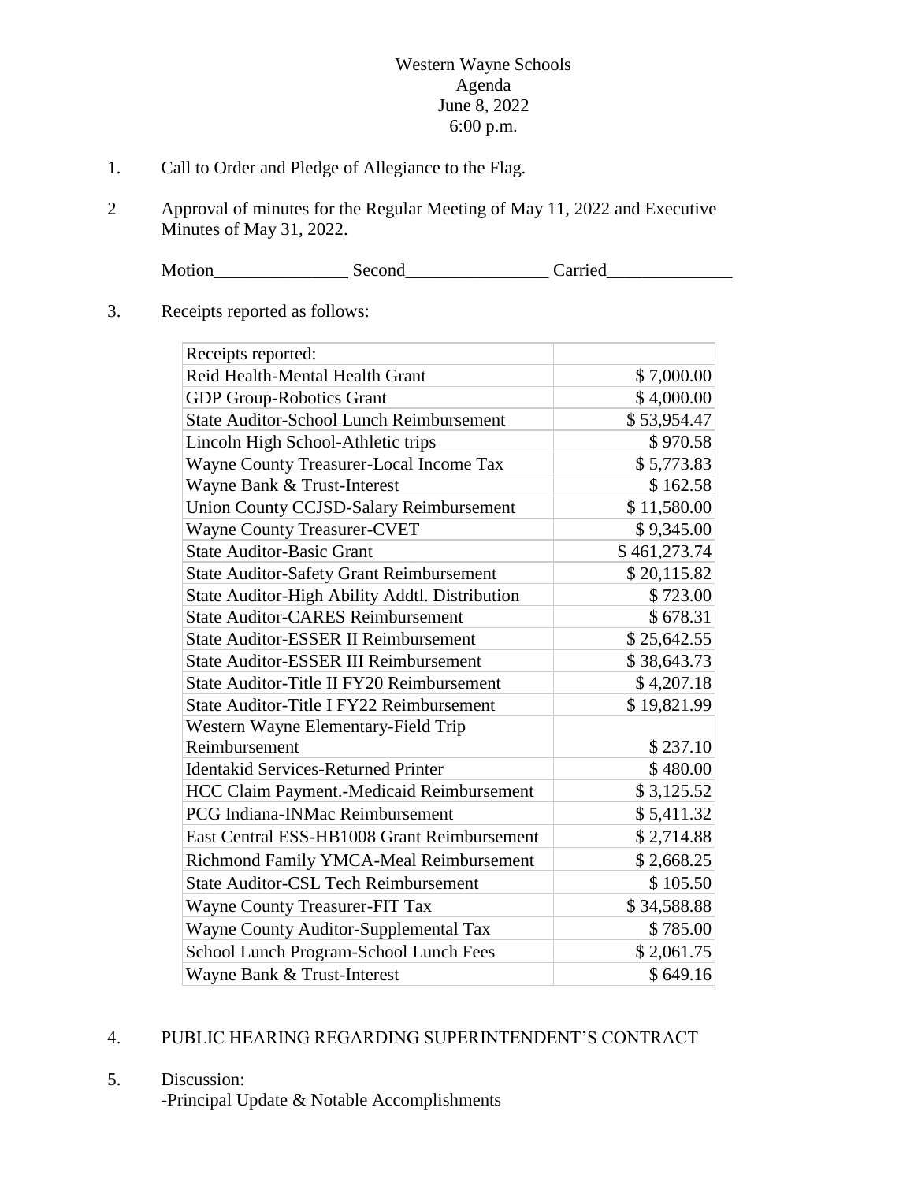Western Wayne Schools
Agenda
June 8, 2022
6:00 p.m.

1. Call to Order and Pledge of Allegiance to the Flag.

2 Approval of minutes for the Regular Meeting of May 11, 2022 and Executive Minutes of May 31, 2022.

Motion_______________ Second________________ Carried______________

3. Receipts reported as follows:

| Receipts reported: | |
|---|---|
| Reid Health-Mental Health Grant | $ 7,000.00 |
| GDP Group-Robotics Grant | $ 4,000.00 |
| State Auditor-School Lunch Reimbursement | $ 53,954.47 |
| Lincoln High School-Athletic trips | $ 970.58 |
| Wayne County Treasurer-Local Income Tax | $ 5,773.83 |
| Wayne Bank & Trust-Interest | $ 162.58 |
| Union County CCJSD-Salary Reimbursement | $ 11,580.00 |
| Wayne County Treasurer-CVET | $ 9,345.00 |
| State Auditor-Basic Grant | $ 461,273.74 |
| State Auditor-Safety Grant Reimbursement | $ 20,115.82 |
| State Auditor-High Ability Addtl. Distribution | $ 723.00 |
| State Auditor-CARES Reimbursement | $ 678.31 |
| State Auditor-ESSER II Reimbursement | $ 25,642.55 |
| State Auditor-ESSER III Reimbursement | $ 38,643.73 |
| State Auditor-Title II FY20 Reimbursement | $ 4,207.18 |
| State Auditor-Title I FY22 Reimbursement | $ 19,821.99 |
| Western Wayne Elementary-Field Trip Reimbursement | $ 237.10 |
| Identakid Services-Returned Printer | $ 480.00 |
| HCC Claim Payment.-Medicaid Reimbursement | $ 3,125.52 |
| PCG Indiana-INMac Reimbursement | $ 5,411.32 |
| East Central ESS-HB1008 Grant Reimbursement | $ 2,714.88 |
| Richmond Family YMCA-Meal Reimbursement | $ 2,668.25 |
| State Auditor-CSL Tech Reimbursement | $ 105.50 |
| Wayne County Treasurer-FIT Tax | $ 34,588.88 |
| Wayne County Auditor-Supplemental Tax | $ 785.00 |
| School Lunch Program-School Lunch Fees | $ 2,061.75 |
| Wayne Bank & Trust-Interest | $ 649.16 |

4. PUBLIC HEARING REGARDING SUPERINTENDENT'S CONTRACT

5. Discussion:
-Principal Update & Notable Accomplishments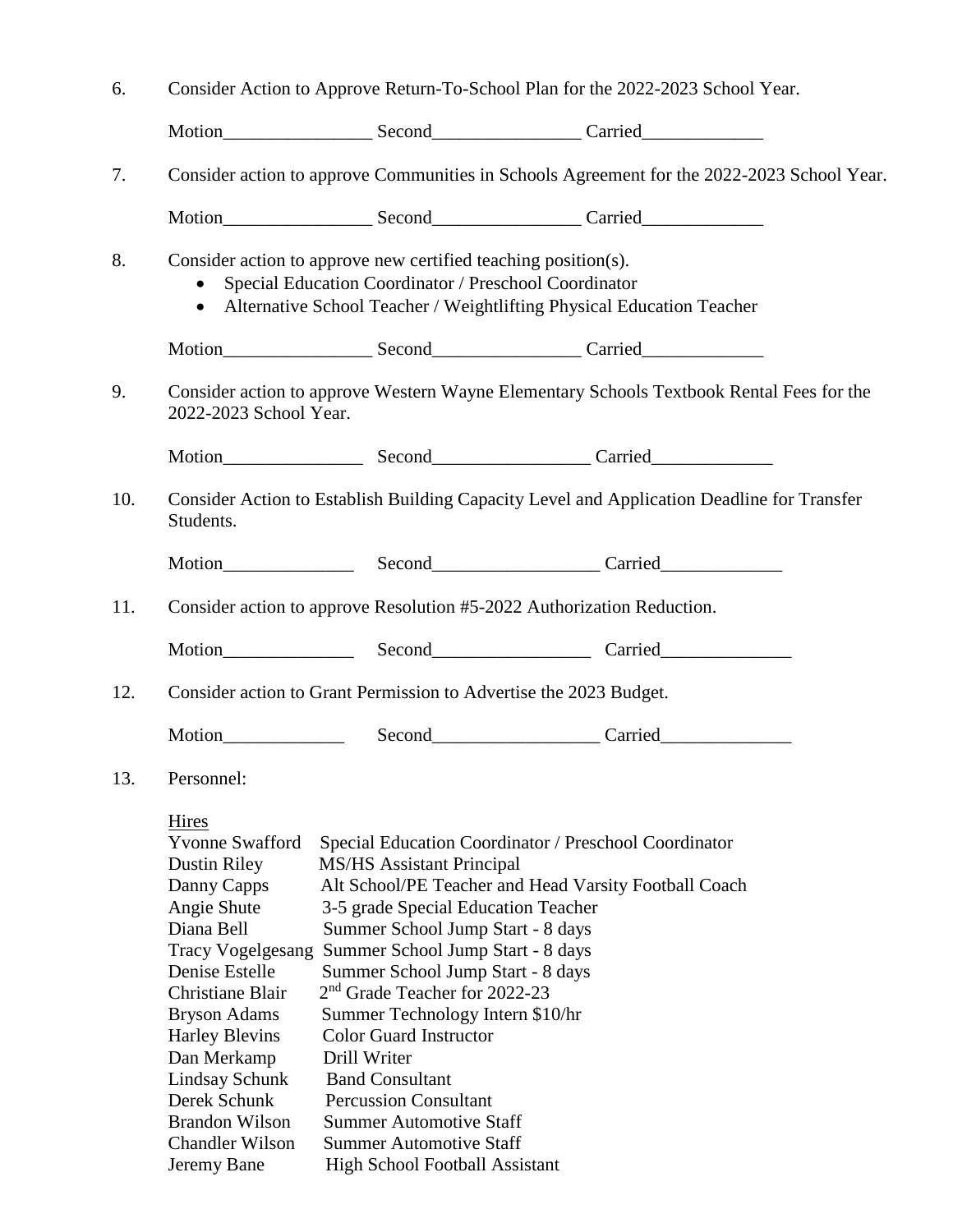6. Consider Action to Approve Return-To-School Plan for the 2022-2023 School Year.

   Motion________________ Second________________ Carried_____________

7. Consider action to approve Communities in Schools Agreement for the 2022-2023 School Year.

   Motion________________ Second________________ Carried_____________

8. Consider action to approve new certified teaching position(s).
   - Special Education Coordinator / Preschool Coordinator
   - Alternative School Teacher / Weightlifting Physical Education Teacher

   Motion________________ Second________________ Carried_____________

9. Consider action to approve Western Wayne Elementary Schools Textbook Rental Fees for the 2022-2023 School Year.

   Motion_______________ Second_________________ Carried_____________

10. Consider Action to Establish Building Capacity Level and Application Deadline for Transfer Students.

    Motion______________ Second__________________ Carried_____________

11. Consider action to approve Resolution #5-2022 Authorization Reduction.

    Motion______________ Second_________________ Carried______________

12. Consider action to Grant Permission to Advertise the 2023 Budget.

    Motion_____________ Second__________________ Carried______________

13. Personnel:

    Hires

    | | |
    |---|---|
    | Yvonne Swafford | Special Education Coordinator / Preschool Coordinator |
    | Dustin Riley | MS/HS Assistant Principal |
    | Danny Capps | Alt School/PE Teacher and Head Varsity Football Coach |
    | Angie Shute | 3-5 grade Special Education Teacher |
    | Diana Bell | Summer School Jump Start - 8 days |
    | Tracy Vogelgesang | Summer School Jump Start - 8 days |
    | Denise Estelle | Summer School Jump Start - 8 days |
    | Christiane Blair | 2nd Grade Teacher for 2022-23 |
    | Bryson Adams | Summer Technology Intern $10/hr |
    | Harley Blevins | Color Guard Instructor |
    | Dan Merkamp | Drill Writer |
    | Lindsay Schunk | Band Consultant |
    | Derek Schunk | Percussion Consultant |
    | Brandon Wilson | Summer Automotive Staff |
    | Chandler Wilson | Summer Automotive Staff |
    | Jeremy Bane | High School Football Assistant |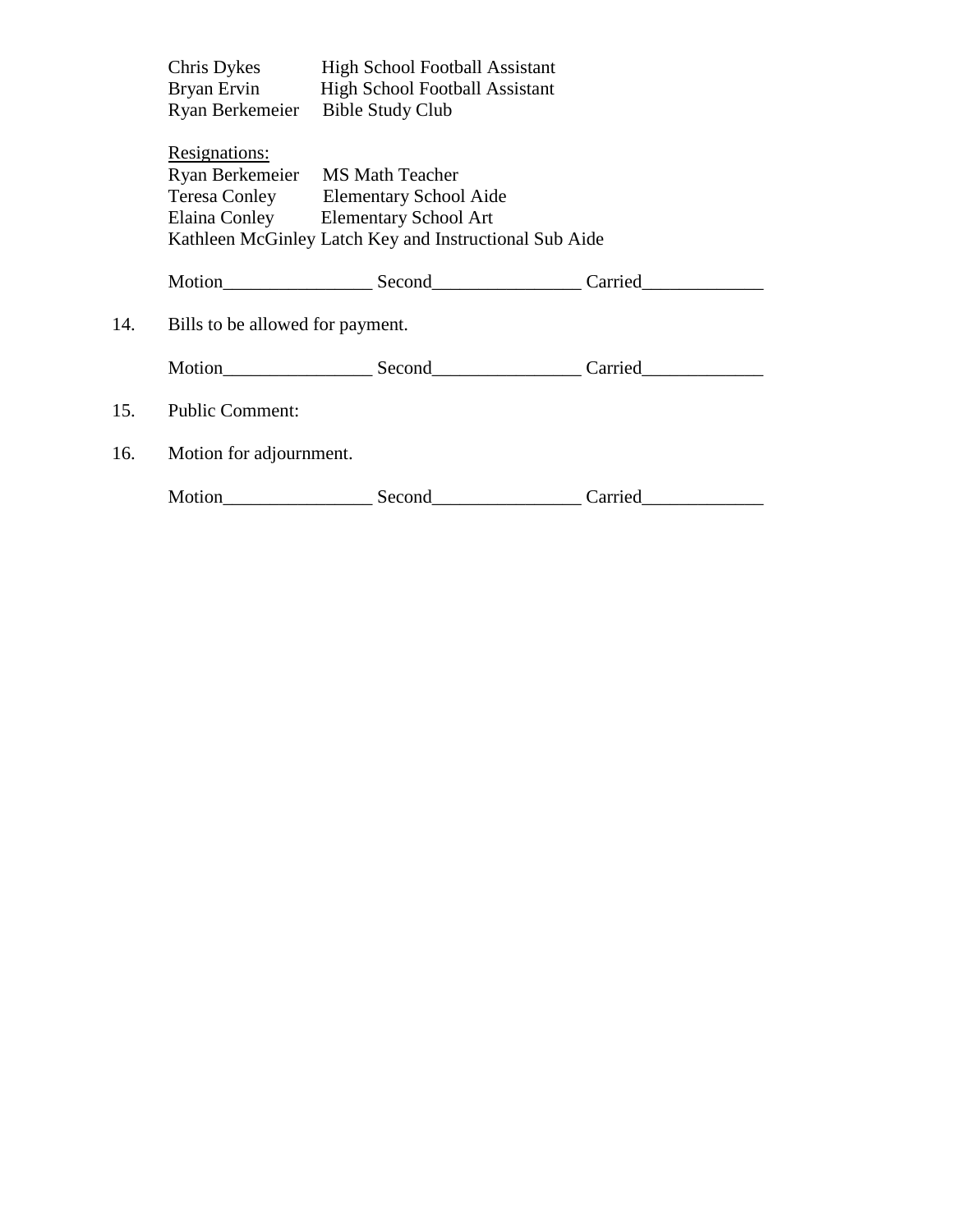Chris Dykes High School Football Assistant
Bryan Ervin High School Football Assistant
Ryan Berkemeier Bible Study Club

Resignations:
Ryan Berkemeier MS Math Teacher
Teresa Conley Elementary School Aide
Elaina Conley Elementary School Art
Kathleen McGinley Latch Key and Instructional Sub Aide

Motion________________ Second________________ Carried_____________

14. Bills to be allowed for payment.

Motion________________ Second________________ Carried_____________

15. Public Comment:

16. Motion for adjournment.

Motion________________ Second________________ Carried_____________